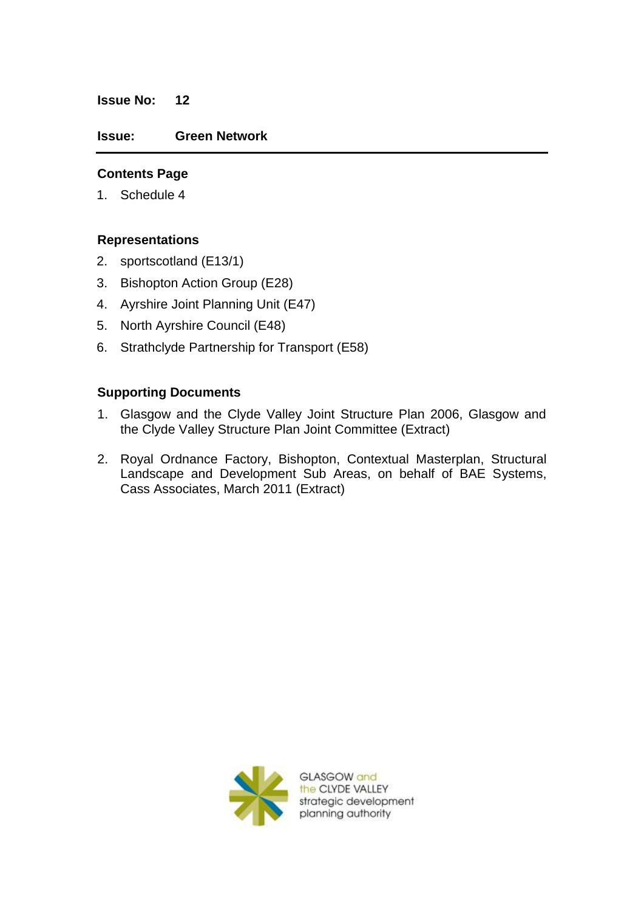**Issue No:** **12**

**Issue:** **Green Network**

---

**Contents Page**

1. Schedule 4

**Representations**

2. sportscotland (E13/1)
3. Bishopton Action Group (E28)
4. Ayrshire Joint Planning Unit (E47)
5. North Ayrshire Council (E48)
6. Strathclyde Partnership for Transport (E58)

**Supporting Documents**

1. Glasgow and the Clyde Valley Joint Structure Plan 2006, Glasgow and the Clyde Valley Structure Plan Joint Committee (Extract)
2. Royal Ordnance Factory, Bishopton, Contextual Masterplan, Structural Landscape and Development Sub Areas, on behalf of BAE Systems, Cass Associates, March 2011 (Extract)

GLASGOW and the CLYDE VALLEY strategic development planning authority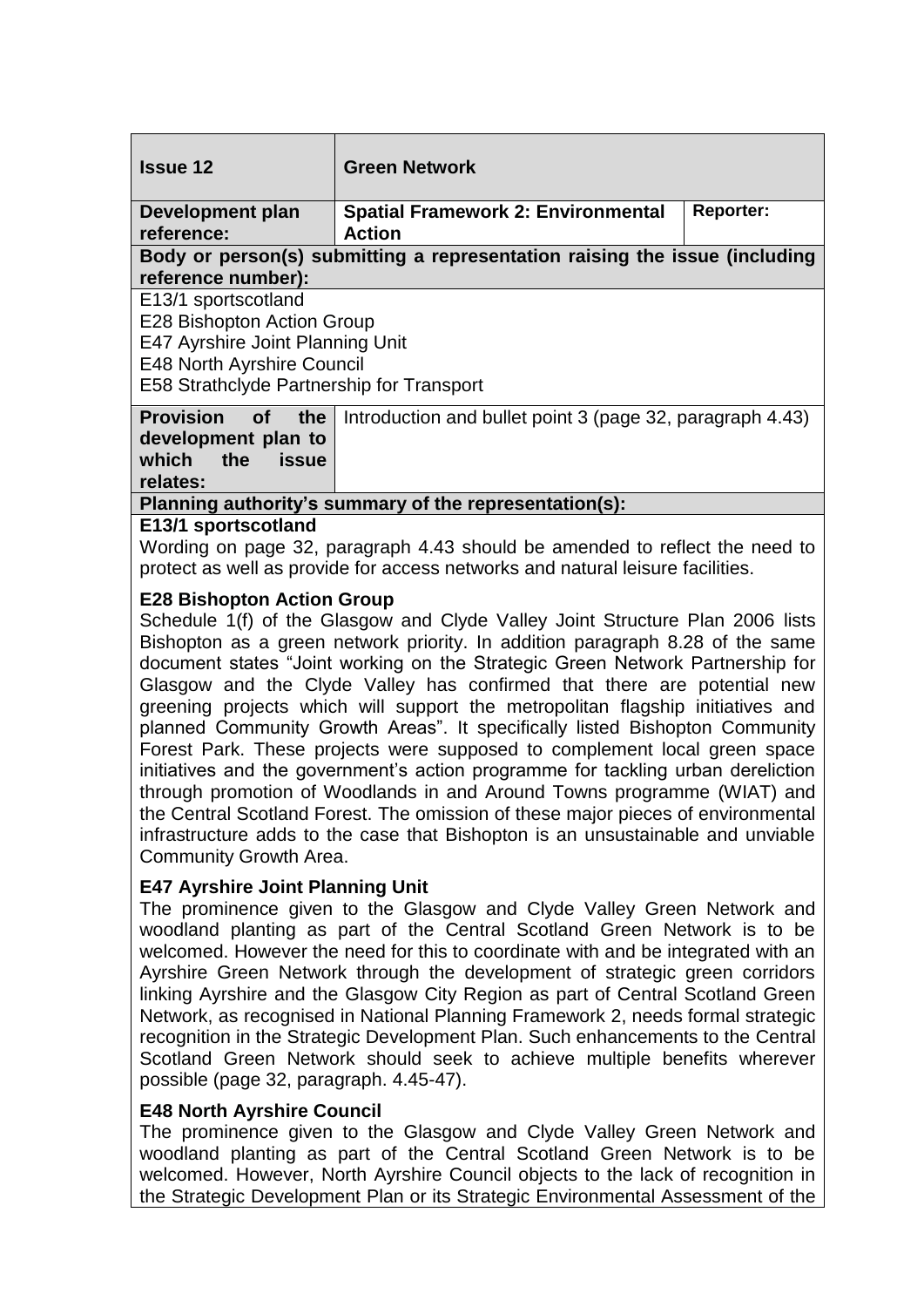| Issue 12 | Green Network | |
|---|---|---|
| **Development plan reference:** | **Spatial Framework 2: Environmental Action** | **Reporter:** |

**Body or person(s) submitting a representation raising the issue (including reference number):**

E13/1 sportscotland
E28 Bishopton Action Group
E47 Ayrshire Joint Planning Unit
E48 North Ayrshire Council
E58 Strathclyde Partnership for Transport

| **Provision of the development plan to which the issue relates:** | Introduction and bullet point 3 (page 32, paragraph 4.43) |
|---|---|

**Planning authority's summary of the representation(s):**

**E13/1 sportscotland**

Wording on page 32, paragraph 4.43 should be amended to reflect the need to protect as well as provide for access networks and natural leisure facilities.

**E28 Bishopton Action Group**

Schedule 1(f) of the Glasgow and Clyde Valley Joint Structure Plan 2006 lists Bishopton as a green network priority. In addition paragraph 8.28 of the same document states "Joint working on the Strategic Green Network Partnership for Glasgow and the Clyde Valley has confirmed that there are potential new greening projects which will support the metropolitan flagship initiatives and planned Community Growth Areas". It specifically listed Bishopton Community Forest Park. These projects were supposed to complement local green space initiatives and the government's action programme for tackling urban dereliction through promotion of Woodlands in and Around Towns programme (WIAT) and the Central Scotland Forest. The omission of these major pieces of environmental infrastructure adds to the case that Bishopton is an unsustainable and unviable Community Growth Area.

**E47 Ayrshire Joint Planning Unit**

The prominence given to the Glasgow and Clyde Valley Green Network and woodland planting as part of the Central Scotland Green Network is to be welcomed. However the need for this to coordinate with and be integrated with an Ayrshire Green Network through the development of strategic green corridors linking Ayrshire and the Glasgow City Region as part of Central Scotland Green Network, as recognised in National Planning Framework 2, needs formal strategic recognition in the Strategic Development Plan. Such enhancements to the Central Scotland Green Network should seek to achieve multiple benefits wherever possible (page 32, paragraph. 4.45-47).

**E48 North Ayrshire Council**

The prominence given to the Glasgow and Clyde Valley Green Network and woodland planting as part of the Central Scotland Green Network is to be welcomed. However, North Ayrshire Council objects to the lack of recognition in the Strategic Development Plan or its Strategic Environmental Assessment of the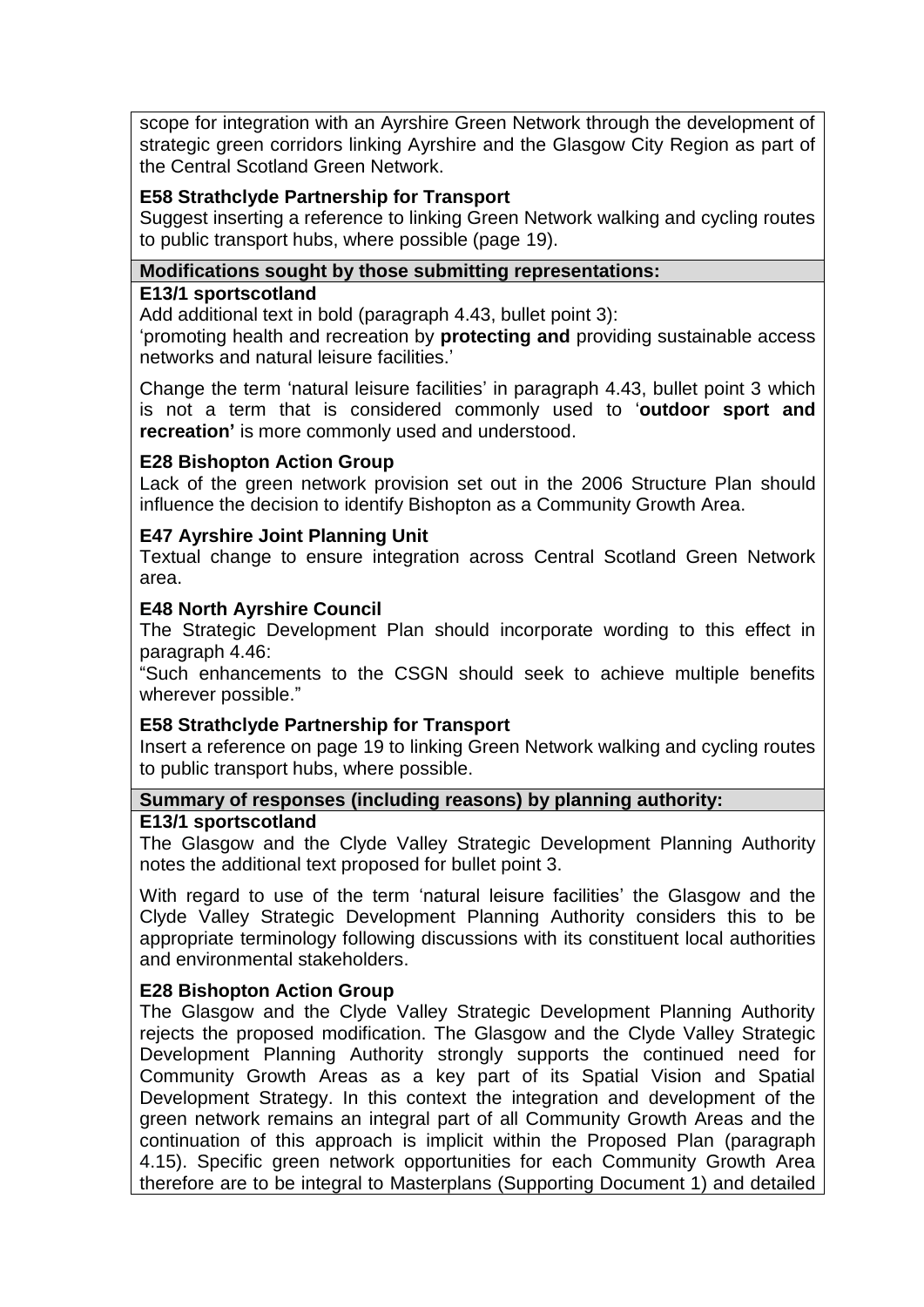scope for integration with an Ayrshire Green Network through the development of strategic green corridors linking Ayrshire and the Glasgow City Region as part of the Central Scotland Green Network.

**E58 Strathclyde Partnership for Transport**
Suggest inserting a reference to linking Green Network walking and cycling routes to public transport hubs, where possible (page 19).

**Modifications sought by those submitting representations:**

**E13/1 sportscotland**
Add additional text in bold (paragraph 4.43, bullet point 3):
'promoting health and recreation by **protecting and** providing sustainable access networks and natural leisure facilities.'

Change the term 'natural leisure facilities' in paragraph 4.43, bullet point 3 which is not a term that is considered commonly used to '**outdoor sport and recreation'** is more commonly used and understood.

**E28 Bishopton Action Group**
Lack of the green network provision set out in the 2006 Structure Plan should influence the decision to identify Bishopton as a Community Growth Area.

**E47 Ayrshire Joint Planning Unit**
Textual change to ensure integration across Central Scotland Green Network area.

**E48 North Ayrshire Council**
The Strategic Development Plan should incorporate wording to this effect in paragraph 4.46:
"Such enhancements to the CSGN should seek to achieve multiple benefits wherever possible."

**E58 Strathclyde Partnership for Transport**
Insert a reference on page 19 to linking Green Network walking and cycling routes to public transport hubs, where possible.

**Summary of responses (including reasons) by planning authority:**

**E13/1 sportscotland**
The Glasgow and the Clyde Valley Strategic Development Planning Authority notes the additional text proposed for bullet point 3.

With regard to use of the term 'natural leisure facilities' the Glasgow and the Clyde Valley Strategic Development Planning Authority considers this to be appropriate terminology following discussions with its constituent local authorities and environmental stakeholders.

**E28 Bishopton Action Group**
The Glasgow and the Clyde Valley Strategic Development Planning Authority rejects the proposed modification. The Glasgow and the Clyde Valley Strategic Development Planning Authority strongly supports the continued need for Community Growth Areas as a key part of its Spatial Vision and Spatial Development Strategy. In this context the integration and development of the green network remains an integral part of all Community Growth Areas and the continuation of this approach is implicit within the Proposed Plan (paragraph 4.15). Specific green network opportunities for each Community Growth Area therefore are to be integral to Masterplans (Supporting Document 1) and detailed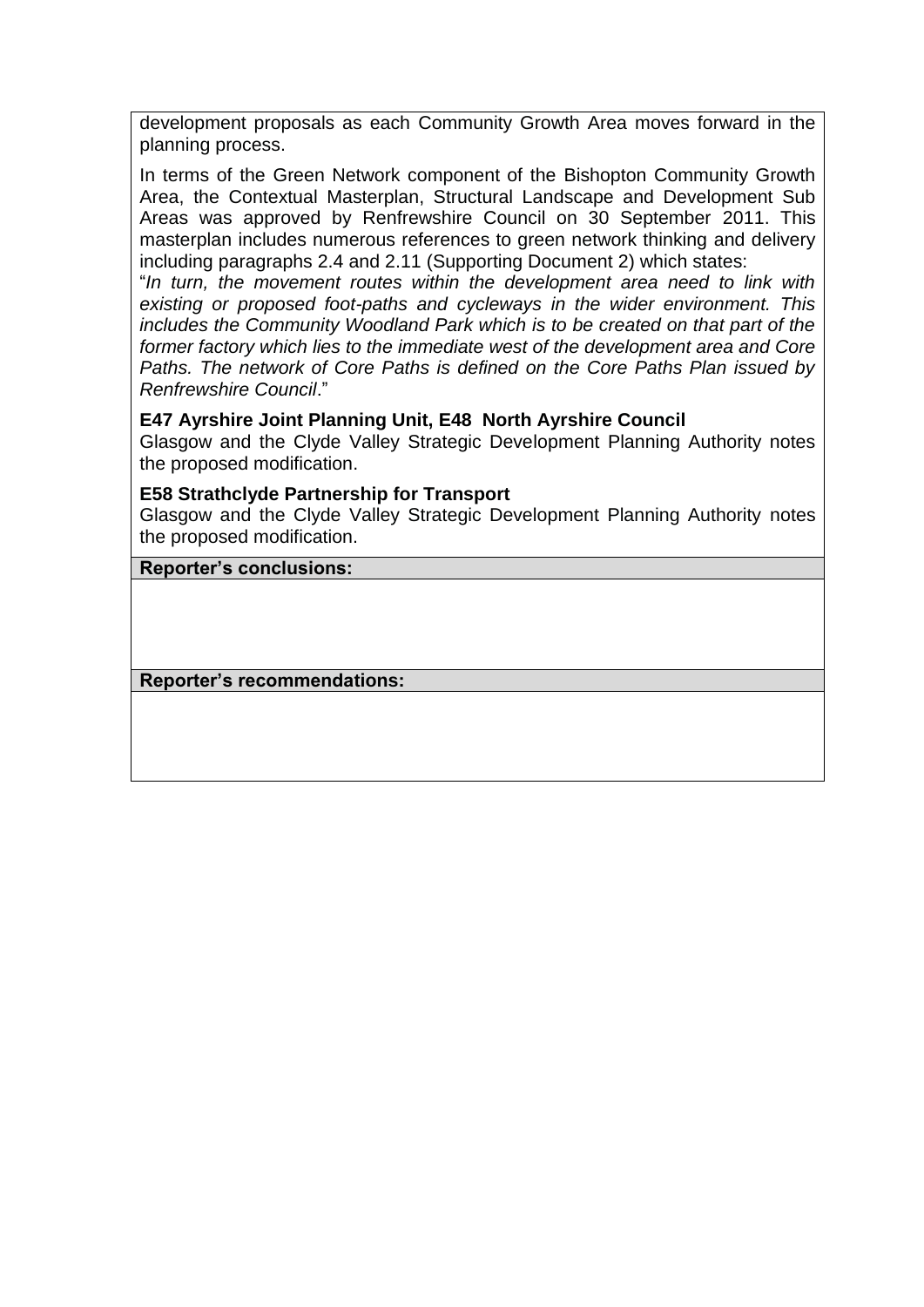development proposals as each Community Growth Area moves forward in the planning process.

In terms of the Green Network component of the Bishopton Community Growth Area, the Contextual Masterplan, Structural Landscape and Development Sub Areas was approved by Renfrewshire Council on 30 September 2011. This masterplan includes numerous references to green network thinking and delivery including paragraphs 2.4 and 2.11 (Supporting Document 2) which states:

"*In turn, the movement routes within the development area need to link with existing or proposed foot-paths and cycleways in the wider environment. This includes the Community Woodland Park which is to be created on that part of the former factory which lies to the immediate west of the development area and Core Paths. The network of Core Paths is defined on the Core Paths Plan issued by Renfrewshire Council*."

**E47 Ayrshire Joint Planning Unit, E48 North Ayrshire Council**

Glasgow and the Clyde Valley Strategic Development Planning Authority notes the proposed modification.

**E58 Strathclyde Partnership for Transport**

Glasgow and the Clyde Valley Strategic Development Planning Authority notes the proposed modification.

**Reporter's conclusions:**

**Reporter's recommendations:**